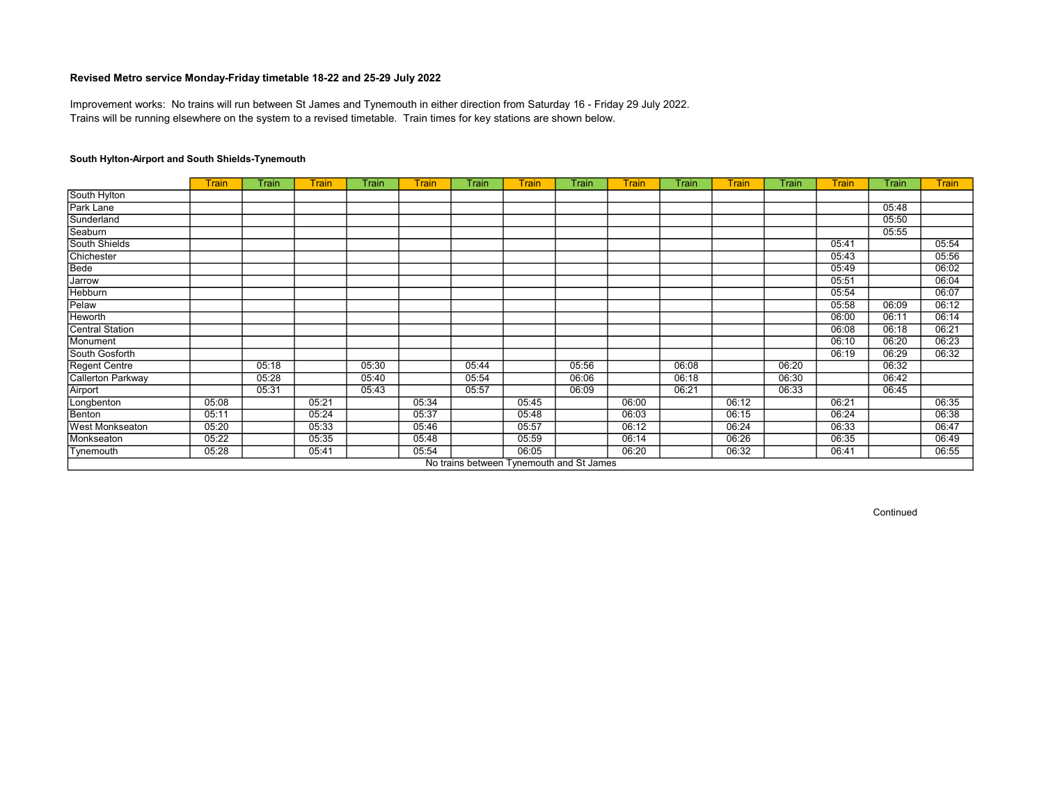### Revised Metro service Monday-Friday timetable 18-22 and 25-29 July 2022

Improvement works: No trains will run between St James and Tynemouth in either direction from Saturday 16 - Friday 29 July 2022.
Trains will be running elsewhere on the system to a revised timetable. Train times for key stations are shown below.

#### South Hylton-Airport and South Shields-Tynemouth

| | Train | Train | Train | Train | Train | Train | Train | Train | Train | Train | Train | Train | Train | Train | Train |
|---|---|---|---|---|---|---|---|---|---|---|---|---|---|---|---|
| South Hylton | | | | | | | | | | | | | | | |
| Park Lane | | | | | | | | | | | | | | 05:48 | |
| Sunderland | | | | | | | | | | | | | | 05:50 | |
| Seaburn | | | | | | | | | | | | | | 05:55 | |
| South Shields | | | | | | | | | | | | | 05:41 | | 05:54 |
| Chichester | | | | | | | | | | | | | 05:43 | | 05:56 |
| Bede | | | | | | | | | | | | | 05:49 | | 06:02 |
| Jarrow | | | | | | | | | | | | | 05:51 | | 06:04 |
| Hebburn | | | | | | | | | | | | | 05:54 | | 06:07 |
| Pelaw | | | | | | | | | | | | | 05:58 | 06:09 | 06:12 |
| Heworth | | | | | | | | | | | | | 06:00 | 06:11 | 06:14 |
| Central Station | | | | | | | | | | | | | 06:08 | 06:18 | 06:21 |
| Monument | | | | | | | | | | | | | 06:10 | 06:20 | 06:23 |
| South Gosforth | | | | | | | | | | | | | 06:19 | 06:29 | 06:32 |
| Regent Centre | | 05:18 | | 05:30 | | 05:44 | | 05:56 | | 06:08 | | 06:20 | | 06:32 | |
| Callerton Parkway | | 05:28 | | 05:40 | | 05:54 | | 06:06 | | 06:18 | | 06:30 | | 06:42 | |
| Airport | | 05:31 | | 05:43 | | 05:57 | | 06:09 | | 06:21 | | 06:33 | | 06:45 | |
| Longbenton | 05:08 | | 05:21 | | 05:34 | | 05:45 | | 06:00 | | 06:12 | | 06:21 | | 06:35 |
| Benton | 05:11 | | 05:24 | | 05:37 | | 05:48 | | 06:03 | | 06:15 | | 06:24 | | 06:38 |
| West Monkseaton | 05:20 | | 05:33 | | 05:46 | | 05:57 | | 06:12 | | 06:24 | | 06:33 | | 06:47 |
| Monkseaton | 05:22 | | 05:35 | | 05:48 | | 05:59 | | 06:14 | | 06:26 | | 06:35 | | 06:49 |
| Tynemouth | 05:28 | | 05:41 | | 05:54 | | 06:05 | | 06:20 | | 06:32 | | 06:41 | | 06:55 |
| No trains between Tynemouth and St James | | | | | | | | | | | | | | | |

Continued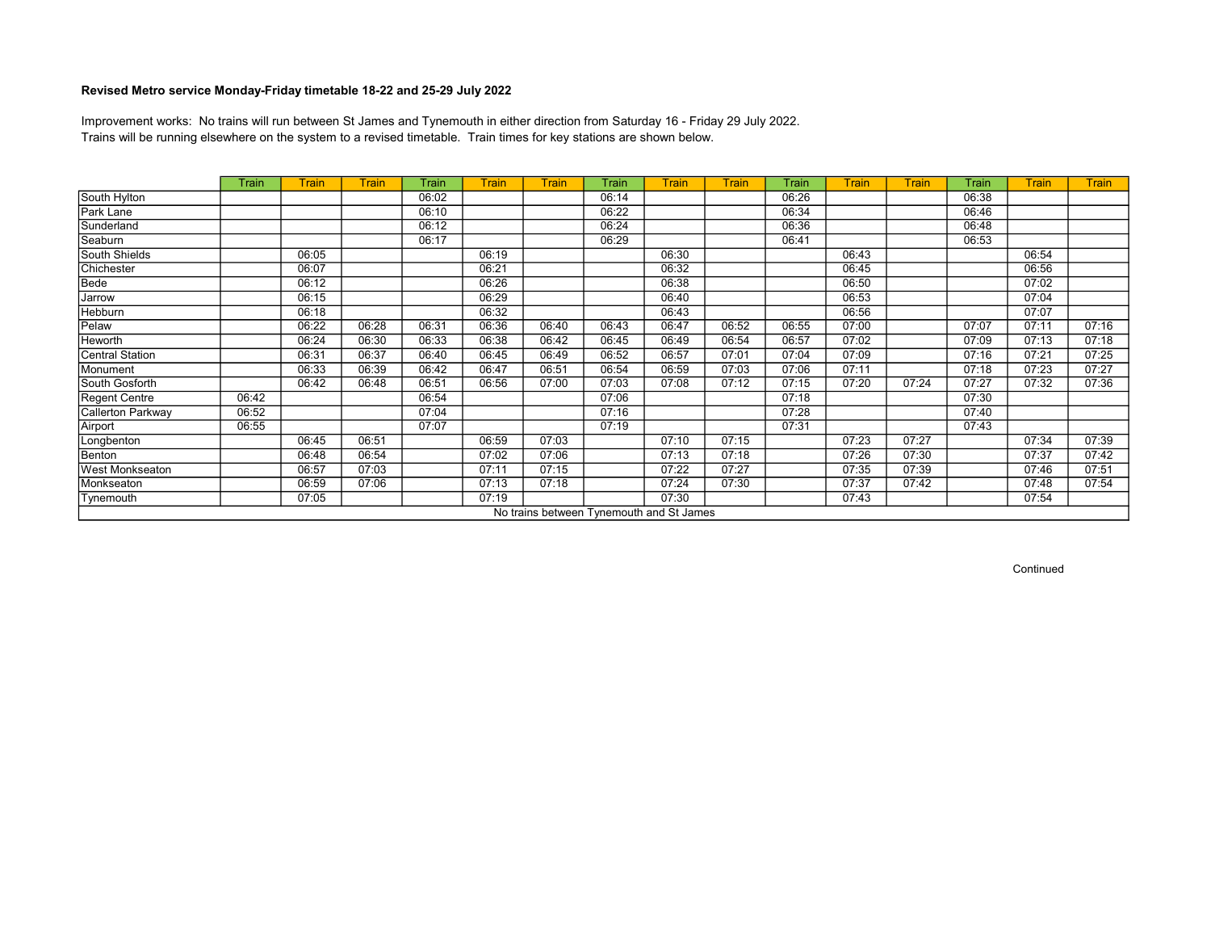**Revised Metro service Monday-Friday timetable 18-22 and 25-29 July 2022**

Improvement works: No trains will run between St James and Tynemouth in either direction from Saturday 16 - Friday 29 July 2022.
Trains will be running elsewhere on the system to a revised timetable. Train times for key stations are shown below.

| | Train | Train | Train | Train | Train | Train | Train | Train | Train | Train | Train | Train | Train | Train | Train |
|---|---|---|---|---|---|---|---|---|---|---|---|---|---|---|---|
| South Hylton | | | | 06:02 | | | 06:14 | | | 06:26 | | | 06:38 | | |
| Park Lane | | | | 06:10 | | | 06:22 | | | 06:34 | | | 06:46 | | |
| Sunderland | | | | 06:12 | | | 06:24 | | | 06:36 | | | 06:48 | | |
| Seaburn | | | | 06:17 | | | 06:29 | | | 06:41 | | | 06:53 | | |
| South Shields | | 06:05 | | | 06:19 | | | 06:30 | | | 06:43 | | | 06:54 | |
| Chichester | | 06:07 | | | 06:21 | | | 06:32 | | | 06:45 | | | 06:56 | |
| Bede | | 06:12 | | | 06:26 | | | 06:38 | | | 06:50 | | | 07:02 | |
| Jarrow | | 06:15 | | | 06:29 | | | 06:40 | | | 06:53 | | | 07:04 | |
| Hebburn | | 06:18 | | | 06:32 | | | 06:43 | | | 06:56 | | | 07:07 | |
| Pelaw | | 06:22 | 06:28 | 06:31 | 06:36 | 06:40 | 06:43 | 06:47 | 06:52 | 06:55 | 07:00 | | 07:07 | 07:11 | 07:16 |
| Heworth | | 06:24 | 06:30 | 06:33 | 06:38 | 06:42 | 06:45 | 06:49 | 06:54 | 06:57 | 07:02 | | 07:09 | 07:13 | 07:18 |
| Central Station | | 06:31 | 06:37 | 06:40 | 06:45 | 06:49 | 06:52 | 06:57 | 07:01 | 07:04 | 07:09 | | 07:16 | 07:21 | 07:25 |
| Monument | | 06:33 | 06:39 | 06:42 | 06:47 | 06:51 | 06:54 | 06:59 | 07:03 | 07:06 | 07:11 | | 07:18 | 07:23 | 07:27 |
| South Gosforth | | 06:42 | 06:48 | 06:51 | 06:56 | 07:00 | 07:03 | 07:08 | 07:12 | 07:15 | 07:20 | 07:24 | 07:27 | 07:32 | 07:36 |
| Regent Centre | 06:42 | | | 06:54 | | | 07:06 | | | 07:18 | | | 07:30 | | |
| Callerton Parkway | 06:52 | | | 07:04 | | | 07:16 | | | 07:28 | | | 07:40 | | |
| Airport | 06:55 | | | 07:07 | | | 07:19 | | | 07:31 | | | 07:43 | | |
| Longbenton | | 06:45 | 06:51 | | 06:59 | 07:03 | | 07:10 | 07:15 | | 07:23 | 07:27 | | 07:34 | 07:39 |
| Benton | | 06:48 | 06:54 | | 07:02 | 07:06 | | 07:13 | 07:18 | | 07:26 | 07:30 | | 07:37 | 07:42 |
| West Monkseaton | | 06:57 | 07:03 | | 07:11 | 07:15 | | 07:22 | 07:27 | | 07:35 | 07:39 | | 07:46 | 07:51 |
| Monkseaton | | 06:59 | 07:06 | | 07:13 | 07:18 | | 07:24 | 07:30 | | 07:37 | 07:42 | | 07:48 | 07:54 |
| Tynemouth | | 07:05 | | | 07:19 | | | 07:30 | | | 07:43 | | | 07:54 | |
| No trains between Tynemouth and St James | | | | | | | | | | | | | | | |

Continued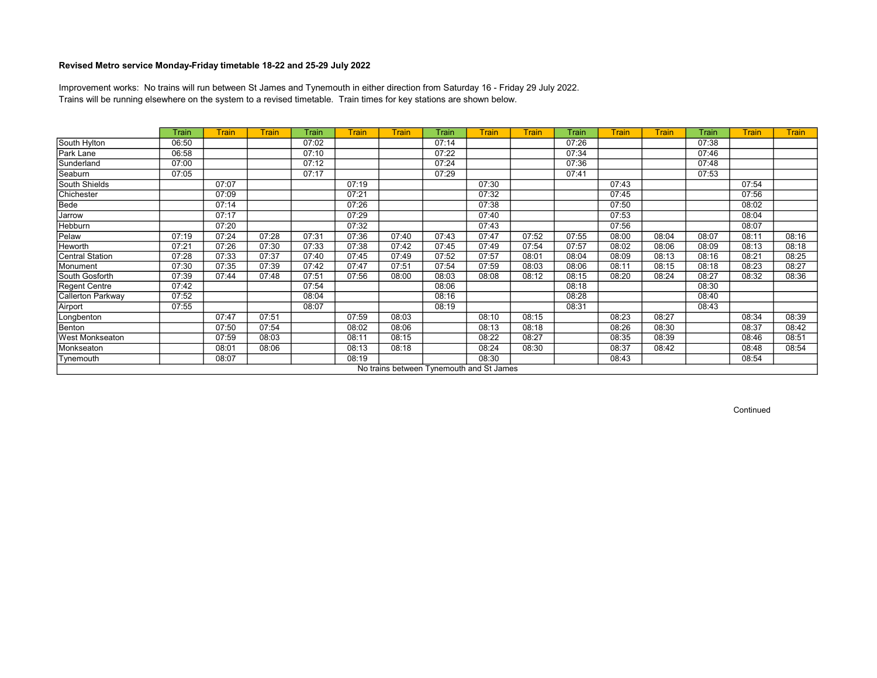**Revised Metro service Monday-Friday timetable 18-22 and 25-29 July 2022**

Improvement works: No trains will run between St James and Tynemouth in either direction from Saturday 16 - Friday 29 July 2022.
Trains will be running elsewhere on the system to a revised timetable. Train times for key stations are shown below.

| | Train | Train | Train | Train | Train | Train | Train | Train | Train | Train | Train | Train | Train | Train | Train |
|---|---|---|---|---|---|---|---|---|---|---|---|---|---|---|---|
| South Hylton | 06:50 | | | 07:02 | | | 07:14 | | | 07:26 | | | 07:38 | | |
| Park Lane | 06:58 | | | 07:10 | | | 07:22 | | | 07:34 | | | 07:46 | | |
| Sunderland | 07:00 | | | 07:12 | | | 07:24 | | | 07:36 | | | 07:48 | | |
| Seaburn | 07:05 | | | 07:17 | | | 07:29 | | | 07:41 | | | 07:53 | | |
| South Shields | | 07:07 | | | 07:19 | | | 07:30 | | | 07:43 | | | 07:54 | |
| Chichester | | 07:09 | | | 07:21 | | | 07:32 | | | 07:45 | | | 07:56 | |
| Bede | | 07:14 | | | 07:26 | | | 07:38 | | | 07:50 | | | 08:02 | |
| Jarrow | | 07:17 | | | 07:29 | | | 07:40 | | | 07:53 | | | 08:04 | |
| Hebburn | | 07:20 | | | 07:32 | | | 07:43 | | | 07:56 | | | 08:07 | |
| Pelaw | 07:19 | 07:24 | 07:28 | 07:31 | 07:36 | 07:40 | 07:43 | 07:47 | 07:52 | 07:55 | 08:00 | 08:04 | 08:07 | 08:11 | 08:16 |
| Heworth | 07:21 | 07:26 | 07:30 | 07:33 | 07:38 | 07:42 | 07:45 | 07:49 | 07:54 | 07:57 | 08:02 | 08:06 | 08:09 | 08:13 | 08:18 |
| Central Station | 07:28 | 07:33 | 07:37 | 07:40 | 07:45 | 07:49 | 07:52 | 07:57 | 08:01 | 08:04 | 08:09 | 08:13 | 08:16 | 08:21 | 08:25 |
| Monument | 07:30 | 07:35 | 07:39 | 07:42 | 07:47 | 07:51 | 07:54 | 07:59 | 08:03 | 08:06 | 08:11 | 08:15 | 08:18 | 08:23 | 08:27 |
| South Gosforth | 07:39 | 07:44 | 07:48 | 07:51 | 07:56 | 08:00 | 08:03 | 08:08 | 08:12 | 08:15 | 08:20 | 08:24 | 08:27 | 08:32 | 08:36 |
| Regent Centre | 07:42 | | | 07:54 | | | 08:06 | | | 08:18 | | | 08:30 | | |
| Callerton Parkway | 07:52 | | | 08:04 | | | 08:16 | | | 08:28 | | | 08:40 | | |
| Airport | 07:55 | | | 08:07 | | | 08:19 | | | 08:31 | | | 08:43 | | |
| Longbenton | | 07:47 | 07:51 | | 07:59 | 08:03 | | 08:10 | 08:15 | | 08:23 | 08:27 | | 08:34 | 08:39 |
| Benton | | 07:50 | 07:54 | | 08:02 | 08:06 | | 08:13 | 08:18 | | 08:26 | 08:30 | | 08:37 | 08:42 |
| West Monkseaton | | 07:59 | 08:03 | | 08:11 | 08:15 | | 08:22 | 08:27 | | 08:35 | 08:39 | | 08:46 | 08:51 |
| Monkseaton | | 08:01 | 08:06 | | 08:13 | 08:18 | | 08:24 | 08:30 | | 08:37 | 08:42 | | 08:48 | 08:54 |
| Tynemouth | | 08:07 | | | 08:19 | | | 08:30 | | | 08:43 | | | 08:54 | |
| No trains between Tynemouth and St James | | | | | | | | | | | | | | | |

Continued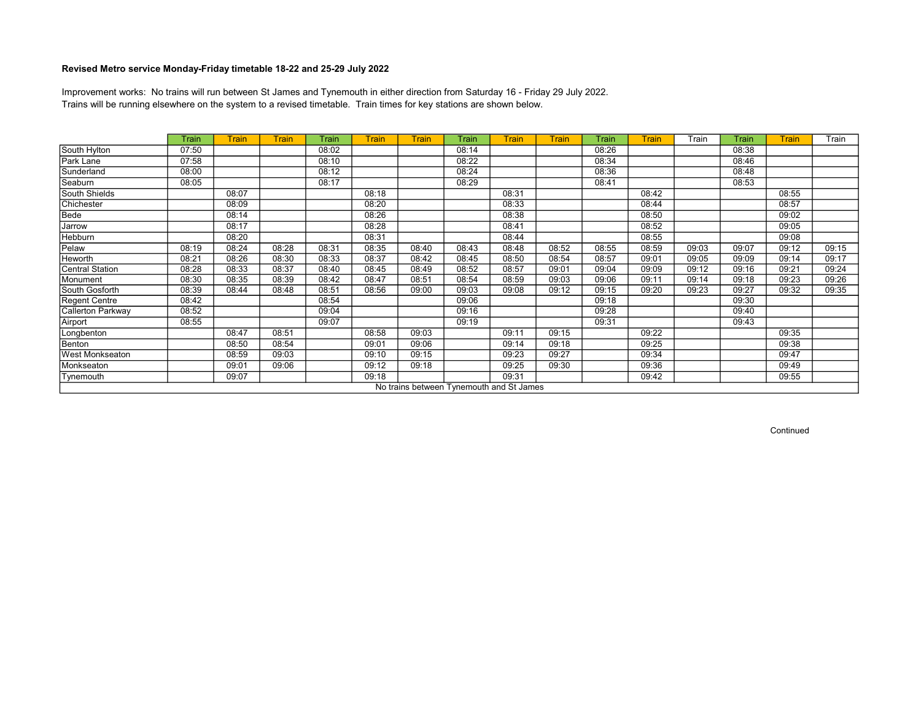## Revised Metro service Monday-Friday timetable 18-22 and 25-29 July 2022

Improvement works: No trains will run between St James and Tynemouth in either direction from Saturday 16 - Friday 29 July 2022.
Trains will be running elsewhere on the system to a revised timetable. Train times for key stations are shown below.

| | Train | Train | Train | Train | Train | Train | Train | Train | Train | Train | Train | Train | Train | Train | Train |
|---|---|---|---|---|---|---|---|---|---|---|---|---|---|---|---|
| South Hylton | 07:50 | | | 08:02 | | | 08:14 | | | 08:26 | | | 08:38 | | |
| Park Lane | 07:58 | | | 08:10 | | | 08:22 | | | 08:34 | | | 08:46 | | |
| Sunderland | 08:00 | | | 08:12 | | | 08:24 | | | 08:36 | | | 08:48 | | |
| Seaburn | 08:05 | | | 08:17 | | | 08:29 | | | 08:41 | | | 08:53 | | |
| South Shields | | 08:07 | | | 08:18 | | | 08:31 | | | 08:42 | | | 08:55 | |
| Chichester | | 08:09 | | | 08:20 | | | 08:33 | | | 08:44 | | | 08:57 | |
| Bede | | 08:14 | | | 08:26 | | | 08:38 | | | 08:50 | | | 09:02 | |
| Jarrow | | 08:17 | | | 08:28 | | | 08:41 | | | 08:52 | | | 09:05 | |
| Hebburn | | 08:20 | | | 08:31 | | | 08:44 | | | 08:55 | | | 09:08 | |
| Pelaw | 08:19 | 08:24 | 08:28 | 08:31 | 08:35 | 08:40 | 08:43 | 08:48 | 08:52 | 08:55 | 08:59 | 09:03 | 09:07 | 09:12 | 09:15 |
| Heworth | 08:21 | 08:26 | 08:30 | 08:33 | 08:37 | 08:42 | 08:45 | 08:50 | 08:54 | 08:57 | 09:01 | 09:05 | 09:09 | 09:14 | 09:17 |
| Central Station | 08:28 | 08:33 | 08:37 | 08:40 | 08:45 | 08:49 | 08:52 | 08:57 | 09:01 | 09:04 | 09:09 | 09:12 | 09:16 | 09:21 | 09:24 |
| Monument | 08:30 | 08:35 | 08:39 | 08:42 | 08:47 | 08:51 | 08:54 | 08:59 | 09:03 | 09:06 | 09:11 | 09:14 | 09:18 | 09:23 | 09:26 |
| South Gosforth | 08:39 | 08:44 | 08:48 | 08:51 | 08:56 | 09:00 | 09:03 | 09:08 | 09:12 | 09:15 | 09:20 | 09:23 | 09:27 | 09:32 | 09:35 |
| Regent Centre | 08:42 | | | 08:54 | | | 09:06 | | | 09:18 | | | 09:30 | | |
| Callerton Parkway | 08:52 | | | 09:04 | | | 09:16 | | | 09:28 | | | 09:40 | | |
| Airport | 08:55 | | | 09:07 | | | 09:19 | | | 09:31 | | | 09:43 | | |
| Longbenton | | 08:47 | 08:51 | | 08:58 | 09:03 | | 09:11 | 09:15 | | 09:22 | | | 09:35 | |
| Benton | | 08:50 | 08:54 | | 09:01 | 09:06 | | 09:14 | 09:18 | | 09:25 | | | 09:38 | |
| West Monkseaton | | 08:59 | 09:03 | | 09:10 | 09:15 | | 09:23 | 09:27 | | 09:34 | | | 09:47 | |
| Monkseaton | | 09:01 | 09:06 | | 09:12 | 09:18 | | 09:25 | 09:30 | | 09:36 | | | 09:49 | |
| Tynemouth | | 09:07 | | | 09:18 | | | 09:31 | | | 09:42 | | | 09:55 | |
| No trains between Tynemouth and St James | | | | | | | | | | | | | | | |

Continued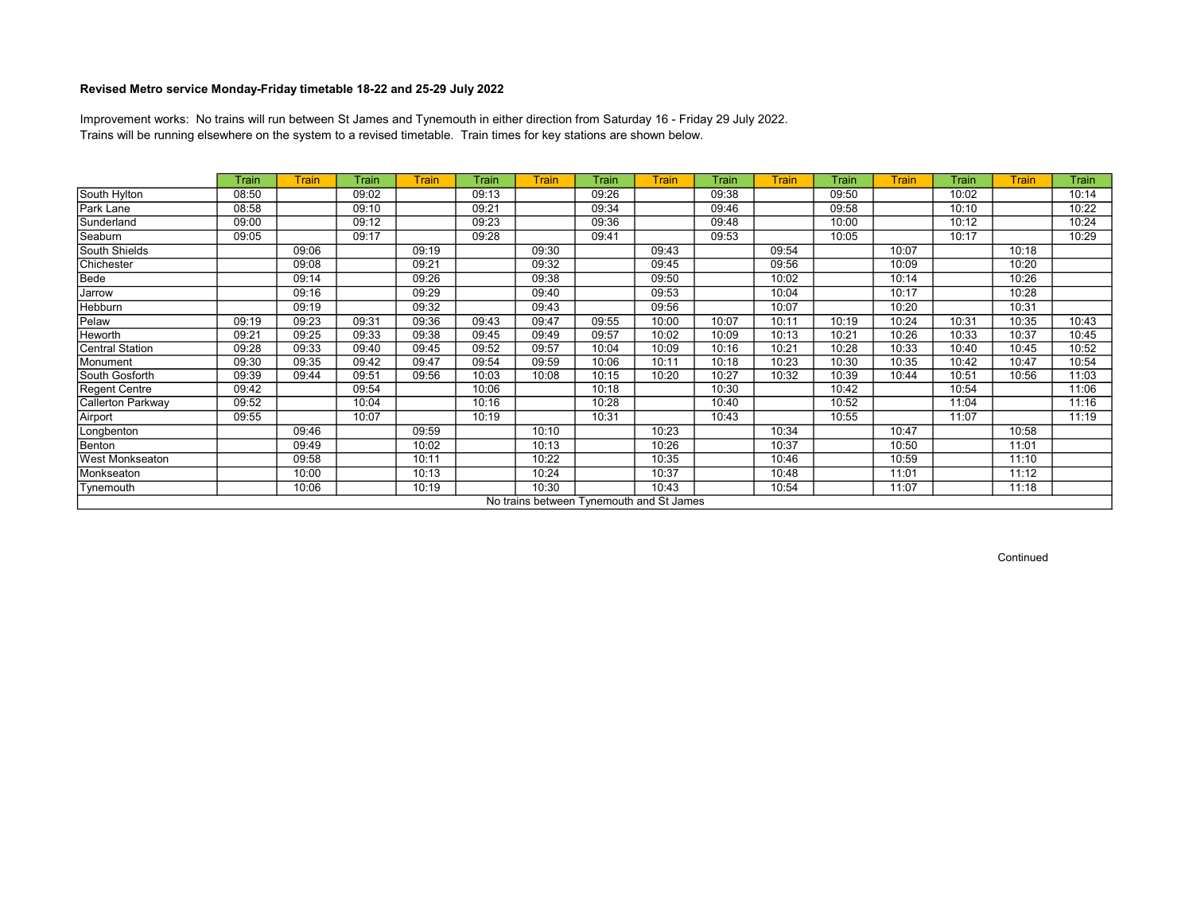### Revised Metro service Monday-Friday timetable 18-22 and 25-29 July 2022

Improvement works: No trains will run between St James and Tynemouth in either direction from Saturday 16 - Friday 29 July 2022.
Trains will be running elsewhere on the system to a revised timetable. Train times for key stations are shown below.

| | Train | Train | Train | Train | Train | Train | Train | Train | Train | Train | Train | Train | Train | Train | Train |
|---|---|---|---|---|---|---|---|---|---|---|---|---|---|---|---|
| South Hylton | 08:50 | | 09:02 | | 09:13 | | 09:26 | | 09:38 | | 09:50 | | 10:02 | | 10:14 |
| Park Lane | 08:58 | | 09:10 | | 09:21 | | 09:34 | | 09:46 | | 09:58 | | 10:10 | | 10:22 |
| Sunderland | 09:00 | | 09:12 | | 09:23 | | 09:36 | | 09:48 | | 10:00 | | 10:12 | | 10:24 |
| Seaburn | 09:05 | | 09:17 | | 09:28 | | 09:41 | | 09:53 | | 10:05 | | 10:17 | | 10:29 |
| South Shields | | 09:06 | | 09:19 | | 09:30 | | 09:43 | | 09:54 | | 10:07 | | 10:18 | |
| Chichester | | 09:08 | | 09:21 | | 09:32 | | 09:45 | | 09:56 | | 10:09 | | 10:20 | |
| Bede | | 09:14 | | 09:26 | | 09:38 | | 09:50 | | 10:02 | | 10:14 | | 10:26 | |
| Jarrow | | 09:16 | | 09:29 | | 09:40 | | 09:53 | | 10:04 | | 10:17 | | 10:28 | |
| Hebburn | | 09:19 | | 09:32 | | 09:43 | | 09:56 | | 10:07 | | 10:20 | | 10:31 | |
| Pelaw | 09:19 | 09:23 | 09:31 | 09:36 | 09:43 | 09:47 | 09:55 | 10:00 | 10:07 | 10:11 | 10:19 | 10:24 | 10:31 | 10:35 | 10:43 |
| Heworth | 09:21 | 09:25 | 09:33 | 09:38 | 09:45 | 09:49 | 09:57 | 10:02 | 10:09 | 10:13 | 10:21 | 10:26 | 10:33 | 10:37 | 10:45 |
| Central Station | 09:28 | 09:33 | 09:40 | 09:45 | 09:52 | 09:57 | 10:04 | 10:09 | 10:16 | 10:21 | 10:28 | 10:33 | 10:40 | 10:45 | 10:52 |
| Monument | 09:30 | 09:35 | 09:42 | 09:47 | 09:54 | 09:59 | 10:06 | 10:11 | 10:18 | 10:23 | 10:30 | 10:35 | 10:42 | 10:47 | 10:54 |
| South Gosforth | 09:39 | 09:44 | 09:51 | 09:56 | 10:03 | 10:08 | 10:15 | 10:20 | 10:27 | 10:32 | 10:39 | 10:44 | 10:51 | 10:56 | 11:03 |
| Regent Centre | 09:42 | | 09:54 | | 10:06 | | 10:18 | | 10:30 | | 10:42 | | 10:54 | | 11:06 |
| Callerton Parkway | 09:52 | | 10:04 | | 10:16 | | 10:28 | | 10:40 | | 10:52 | | 11:04 | | 11:16 |
| Airport | 09:55 | | 10:07 | | 10:19 | | 10:31 | | 10:43 | | 10:55 | | 11:07 | | 11:19 |
| Longbenton | | 09:46 | | 09:59 | | 10:10 | | 10:23 | | 10:34 | | 10:47 | | 10:58 | |
| Benton | | 09:49 | | 10:02 | | 10:13 | | 10:26 | | 10:37 | | 10:50 | | 11:01 | |
| West Monkseaton | | 09:58 | | 10:11 | | 10:22 | | 10:35 | | 10:46 | | 10:59 | | 11:10 | |
| Monkseaton | | 10:00 | | 10:13 | | 10:24 | | 10:37 | | 10:48 | | 11:01 | | 11:12 | |
| Tynemouth | | 10:06 | | 10:19 | | 10:30 | | 10:43 | | 10:54 | | 11:07 | | 11:18 | |
| No trains between Tynemouth and St James | | | | | | | | | | | | | | | |

Continued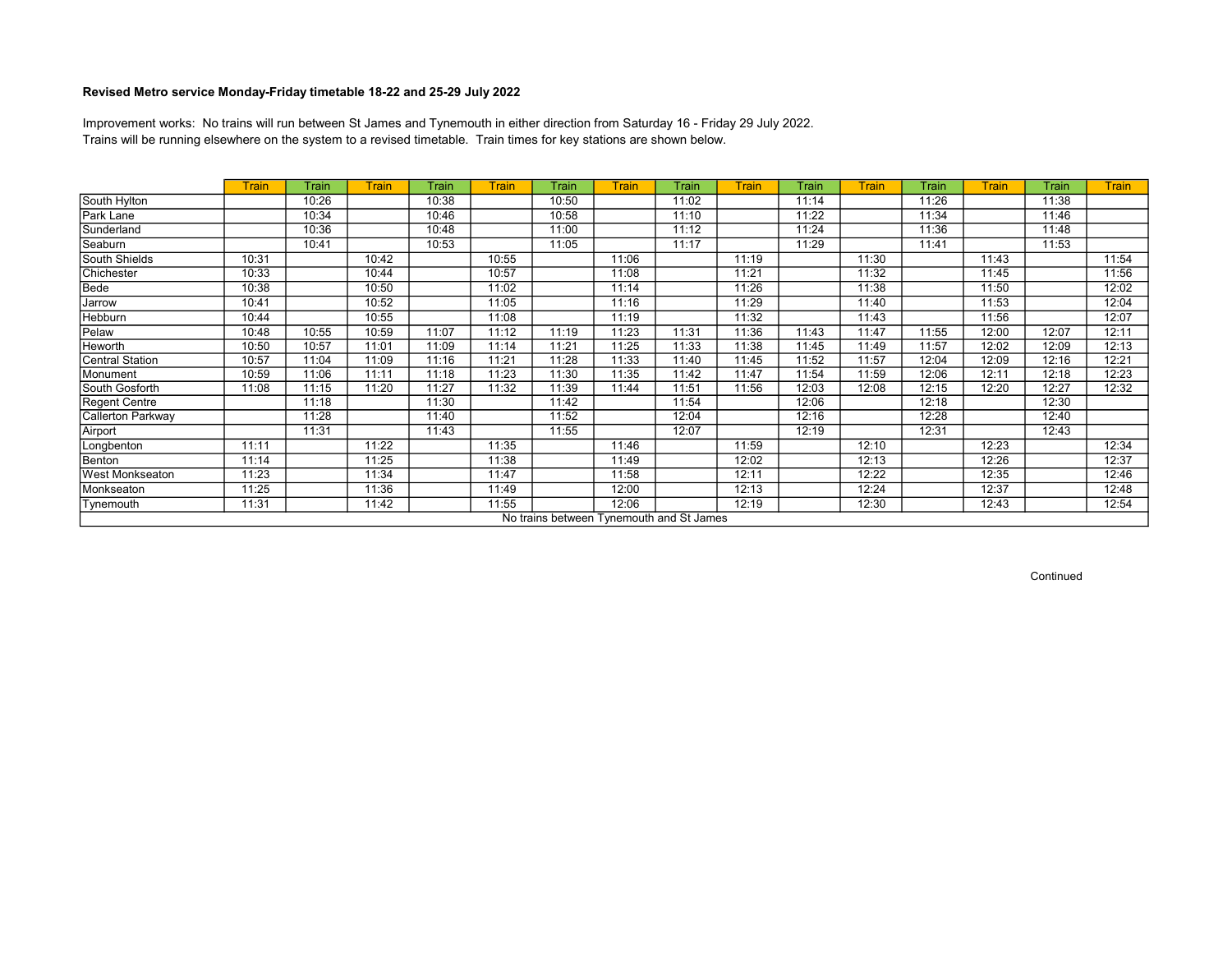### Revised Metro service Monday-Friday timetable 18-22 and 25-29 July 2022

Improvement works: No trains will run between St James and Tynemouth in either direction from Saturday 16 - Friday 29 July 2022.
Trains will be running elsewhere on the system to a revised timetable. Train times for key stations are shown below.

| | Train | Train | Train | Train | Train | Train | Train | Train | Train | Train | Train | Train | Train | Train | Train |
|---|---|---|---|---|---|---|---|---|---|---|---|---|---|---|---|
| South Hylton | | 10:26 | | 10:38 | | 10:50 | | 11:02 | | 11:14 | | 11:26 | | 11:38 | |
| Park Lane | | 10:34 | | 10:46 | | 10:58 | | 11:10 | | 11:22 | | 11:34 | | 11:46 | |
| Sunderland | | 10:36 | | 10:48 | | 11:00 | | 11:12 | | 11:24 | | 11:36 | | 11:48 | |
| Seaburn | | 10:41 | | 10:53 | | 11:05 | | 11:17 | | 11:29 | | 11:41 | | 11:53 | |
| South Shields | 10:31 | | 10:42 | | 10:55 | | 11:06 | | 11:19 | | 11:30 | | 11:43 | | 11:54 |
| Chichester | 10:33 | | 10:44 | | 10:57 | | 11:08 | | 11:21 | | 11:32 | | 11:45 | | 11:56 |
| Bede | 10:38 | | 10:50 | | 11:02 | | 11:14 | | 11:26 | | 11:38 | | 11:50 | | 12:02 |
| Jarrow | 10:41 | | 10:52 | | 11:05 | | 11:16 | | 11:29 | | 11:40 | | 11:53 | | 12:04 |
| Hebburn | 10:44 | | 10:55 | | 11:08 | | 11:19 | | 11:32 | | 11:43 | | 11:56 | | 12:07 |
| Pelaw | 10:48 | 10:55 | 10:59 | 11:07 | 11:12 | 11:19 | 11:23 | 11:31 | 11:36 | 11:43 | 11:47 | 11:55 | 12:00 | 12:07 | 12:11 |
| Heworth | 10:50 | 10:57 | 11:01 | 11:09 | 11:14 | 11:21 | 11:25 | 11:33 | 11:38 | 11:45 | 11:49 | 11:57 | 12:02 | 12:09 | 12:13 |
| Central Station | 10:57 | 11:04 | 11:09 | 11:16 | 11:21 | 11:28 | 11:33 | 11:40 | 11:45 | 11:52 | 11:57 | 12:04 | 12:09 | 12:16 | 12:21 |
| Monument | 10:59 | 11:06 | 11:11 | 11:18 | 11:23 | 11:30 | 11:35 | 11:42 | 11:47 | 11:54 | 11:59 | 12:06 | 12:11 | 12:18 | 12:23 |
| South Gosforth | 11:08 | 11:15 | 11:20 | 11:27 | 11:32 | 11:39 | 11:44 | 11:51 | 11:56 | 12:03 | 12:08 | 12:15 | 12:20 | 12:27 | 12:32 |
| Regent Centre | | 11:18 | | 11:30 | | 11:42 | | 11:54 | | 12:06 | | 12:18 | | 12:30 | |
| Callerton Parkway | | 11:28 | | 11:40 | | 11:52 | | 12:04 | | 12:16 | | 12:28 | | 12:40 | |
| Airport | | 11:31 | | 11:43 | | 11:55 | | 12:07 | | 12:19 | | 12:31 | | 12:43 | |
| Longbenton | 11:11 | | 11:22 | | 11:35 | | 11:46 | | 11:59 | | 12:10 | | 12:23 | | 12:34 |
| Benton | 11:14 | | 11:25 | | 11:38 | | 11:49 | | 12:02 | | 12:13 | | 12:26 | | 12:37 |
| West Monkseaton | 11:23 | | 11:34 | | 11:47 | | 11:58 | | 12:11 | | 12:22 | | 12:35 | | 12:46 |
| Monkseaton | 11:25 | | 11:36 | | 11:49 | | 12:00 | | 12:13 | | 12:24 | | 12:37 | | 12:48 |
| Tynemouth | 11:31 | | 11:42 | | 11:55 | | 12:06 | | 12:19 | | 12:30 | | 12:43 | | 12:54 |
| No trains between Tynemouth and St James | | | | | | | | | | | | | | | |

Continued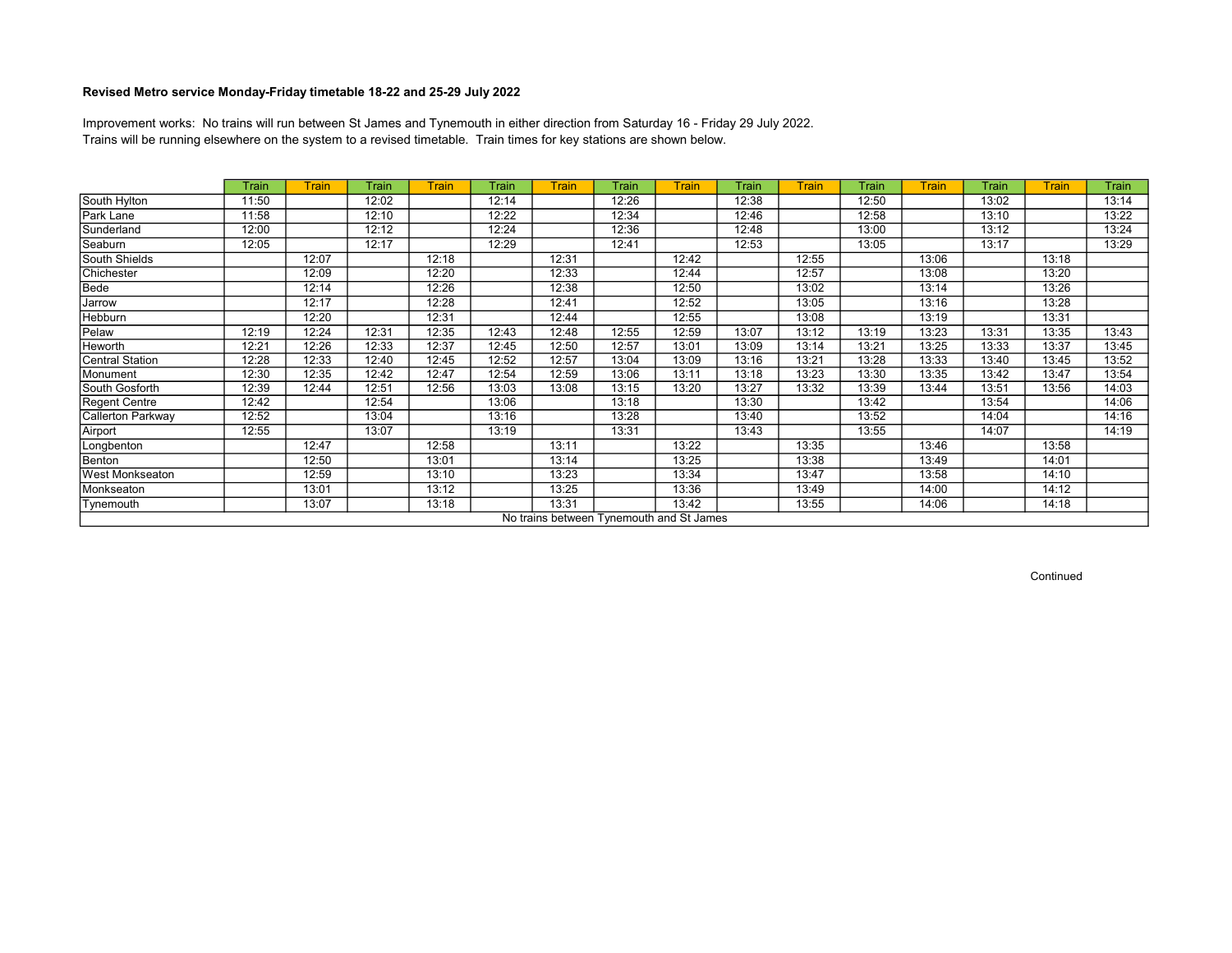## Revised Metro service Monday-Friday timetable 18-22 and 25-29 July 2022

Improvement works: No trains will run between St James and Tynemouth in either direction from Saturday 16 - Friday 29 July 2022.
Trains will be running elsewhere on the system to a revised timetable. Train times for key stations are shown below.

| | Train | Train | Train | Train | Train | Train | Train | Train | Train | Train | Train | Train | Train | Train | Train |
|---|---|---|---|---|---|---|---|---|---|---|---|---|---|---|---|
| South Hylton | 11:50 | | 12:02 | | 12:14 | | 12:26 | | 12:38 | | 12:50 | | 13:02 | | 13:14 |
| Park Lane | 11:58 | | 12:10 | | 12:22 | | 12:34 | | 12:46 | | 12:58 | | 13:10 | | 13:22 |
| Sunderland | 12:00 | | 12:12 | | 12:24 | | 12:36 | | 12:48 | | 13:00 | | 13:12 | | 13:24 |
| Seaburn | 12:05 | | 12:17 | | 12:29 | | 12:41 | | 12:53 | | 13:05 | | 13:17 | | 13:29 |
| South Shields | | 12:07 | | 12:18 | | 12:31 | | 12:42 | | 12:55 | | 13:06 | | 13:18 | |
| Chichester | | 12:09 | | 12:20 | | 12:33 | | 12:44 | | 12:57 | | 13:08 | | 13:20 | |
| Bede | | 12:14 | | 12:26 | | 12:38 | | 12:50 | | 13:02 | | 13:14 | | 13:26 | |
| Jarrow | | 12:17 | | 12:28 | | 12:41 | | 12:52 | | 13:05 | | 13:16 | | 13:28 | |
| Hebburn | | 12:20 | | 12:31 | | 12:44 | | 12:55 | | 13:08 | | 13:19 | | 13:31 | |
| Pelaw | 12:19 | 12:24 | 12:31 | 12:35 | 12:43 | 12:48 | 12:55 | 12:59 | 13:07 | 13:12 | 13:19 | 13:23 | 13:31 | 13:35 | 13:43 |
| Heworth | 12:21 | 12:26 | 12:33 | 12:37 | 12:45 | 12:50 | 12:57 | 13:01 | 13:09 | 13:14 | 13:21 | 13:25 | 13:33 | 13:37 | 13:45 |
| Central Station | 12:28 | 12:33 | 12:40 | 12:45 | 12:52 | 12:57 | 13:04 | 13:09 | 13:16 | 13:21 | 13:28 | 13:33 | 13:40 | 13:45 | 13:52 |
| Monument | 12:30 | 12:35 | 12:42 | 12:47 | 12:54 | 12:59 | 13:06 | 13:11 | 13:18 | 13:23 | 13:30 | 13:35 | 13:42 | 13:47 | 13:54 |
| South Gosforth | 12:39 | 12:44 | 12:51 | 12:56 | 13:03 | 13:08 | 13:15 | 13:20 | 13:27 | 13:32 | 13:39 | 13:44 | 13:51 | 13:56 | 14:03 |
| Regent Centre | 12:42 | | 12:54 | | 13:06 | | 13:18 | | 13:30 | | 13:42 | | 13:54 | | 14:06 |
| Callerton Parkway | 12:52 | | 13:04 | | 13:16 | | 13:28 | | 13:40 | | 13:52 | | 14:04 | | 14:16 |
| Airport | 12:55 | | 13:07 | | 13:19 | | 13:31 | | 13:43 | | 13:55 | | 14:07 | | 14:19 |
| Longbenton | | 12:47 | | 12:58 | | 13:11 | | 13:22 | | 13:35 | | 13:46 | | 13:58 | |
| Benton | | 12:50 | | 13:01 | | 13:14 | | 13:25 | | 13:38 | | 13:49 | | 14:01 | |
| West Monkseaton | | 12:59 | | 13:10 | | 13:23 | | 13:34 | | 13:47 | | 13:58 | | 14:10 | |
| Monkseaton | | 13:01 | | 13:12 | | 13:25 | | 13:36 | | 13:49 | | 14:00 | | 14:12 | |
| Tynemouth | | 13:07 | | 13:18 | | 13:31 | | 13:42 | | 13:55 | | 14:06 | | 14:18 | |

No trains between Tynemouth and St James

Continued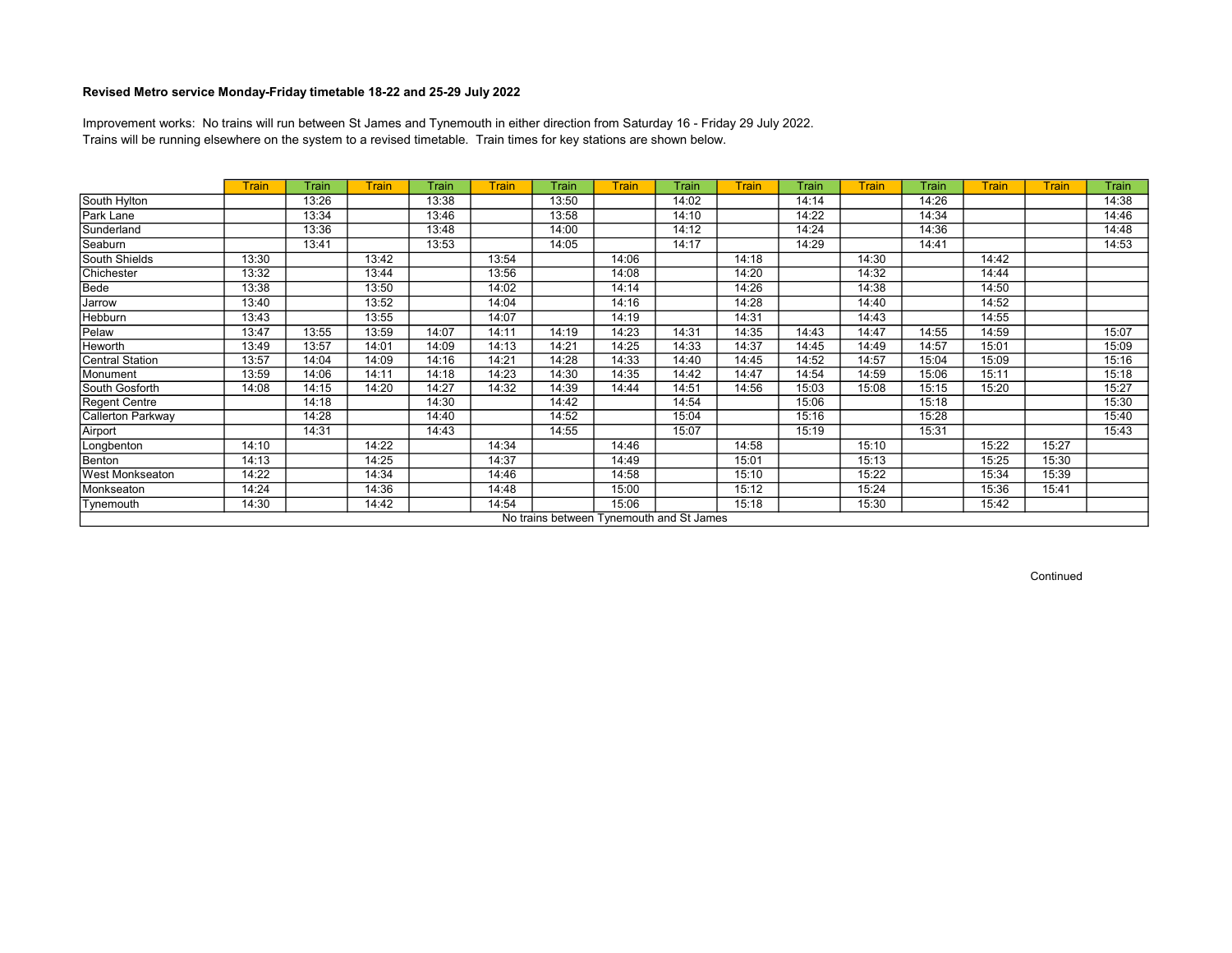**Revised Metro service Monday-Friday timetable 18-22 and 25-29 July 2022**

Improvement works: No trains will run between St James and Tynemouth in either direction from Saturday 16 - Friday 29 July 2022.
Trains will be running elsewhere on the system to a revised timetable. Train times for key stations are shown below.

| | Train | Train | Train | Train | Train | Train | Train | Train | Train | Train | Train | Train | Train | Train | Train |
|---|---|---|---|---|---|---|---|---|---|---|---|---|---|---|---|
| South Hylton | | 13:26 | | 13:38 | | 13:50 | | 14:02 | | 14:14 | | 14:26 | | | 14:38 |
| Park Lane | | 13:34 | | 13:46 | | 13:58 | | 14:10 | | 14:22 | | 14:34 | | | 14:46 |
| Sunderland | | 13:36 | | 13:48 | | 14:00 | | 14:12 | | 14:24 | | 14:36 | | | 14:48 |
| Seaburn | | 13:41 | | 13:53 | | 14:05 | | 14:17 | | 14:29 | | 14:41 | | | 14:53 |
| South Shields | 13:30 | | 13:42 | | 13:54 | | 14:06 | | 14:18 | | 14:30 | | 14:42 | | |
| Chichester | 13:32 | | 13:44 | | 13:56 | | 14:08 | | 14:20 | | 14:32 | | 14:44 | | |
| Bede | 13:38 | | 13:50 | | 14:02 | | 14:14 | | 14:26 | | 14:38 | | 14:50 | | |
| Jarrow | 13:40 | | 13:52 | | 14:04 | | 14:16 | | 14:28 | | 14:40 | | 14:52 | | |
| Hebburn | 13:43 | | 13:55 | | 14:07 | | 14:19 | | 14:31 | | 14:43 | | 14:55 | | |
| Pelaw | 13:47 | 13:55 | 13:59 | 14:07 | 14:11 | 14:19 | 14:23 | 14:31 | 14:35 | 14:43 | 14:47 | 14:55 | 14:59 | | 15:07 |
| Heworth | 13:49 | 13:57 | 14:01 | 14:09 | 14:13 | 14:21 | 14:25 | 14:33 | 14:37 | 14:45 | 14:49 | 14:57 | 15:01 | | 15:09 |
| Central Station | 13:57 | 14:04 | 14:09 | 14:16 | 14:21 | 14:28 | 14:33 | 14:40 | 14:45 | 14:52 | 14:57 | 15:04 | 15:09 | | 15:16 |
| Monument | 13:59 | 14:06 | 14:11 | 14:18 | 14:23 | 14:30 | 14:35 | 14:42 | 14:47 | 14:54 | 14:59 | 15:06 | 15:11 | | 15:18 |
| South Gosforth | 14:08 | 14:15 | 14:20 | 14:27 | 14:32 | 14:39 | 14:44 | 14:51 | 14:56 | 15:03 | 15:08 | 15:15 | 15:20 | | 15:27 |
| Regent Centre | | 14:18 | | 14:30 | | 14:42 | | 14:54 | | 15:06 | | 15:18 | | | 15:30 |
| Callerton Parkway | | 14:28 | | 14:40 | | 14:52 | | 15:04 | | 15:16 | | 15:28 | | | 15:40 |
| Airport | | 14:31 | | 14:43 | | 14:55 | | 15:07 | | 15:19 | | 15:31 | | | 15:43 |
| Longbenton | 14:10 | | 14:22 | | 14:34 | | 14:46 | | 14:58 | | 15:10 | | 15:22 | 15:27 | |
| Benton | 14:13 | | 14:25 | | 14:37 | | 14:49 | | 15:01 | | 15:13 | | 15:25 | 15:30 | |
| West Monkseaton | 14:22 | | 14:34 | | 14:46 | | 14:58 | | 15:10 | | 15:22 | | 15:34 | 15:39 | |
| Monkseaton | 14:24 | | 14:36 | | 14:48 | | 15:00 | | 15:12 | | 15:24 | | 15:36 | 15:41 | |
| Tynemouth | 14:30 | | 14:42 | | 14:54 | | 15:06 | | 15:18 | | 15:30 | | 15:42 | | |
| No trains between Tynemouth and St James | | | | | | | | | | | | | | | |

Continued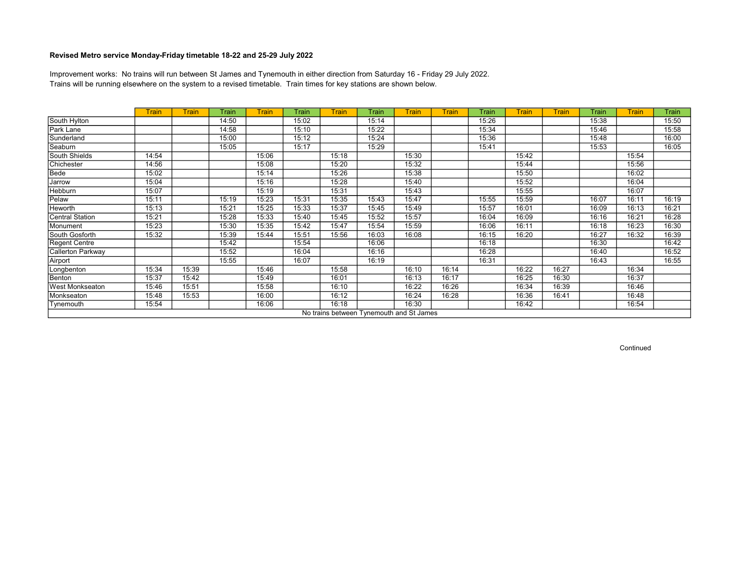**Revised Metro service Monday-Friday timetable 18-22 and 25-29 July 2022**

Improvement works: No trains will run between St James and Tynemouth in either direction from Saturday 16 - Friday 29 July 2022.
Trains will be running elsewhere on the system to a revised timetable. Train times for key stations are shown below.

| | Train | Train | Train | Train | Train | Train | Train | Train | Train | Train | Train | Train | Train | Train | Train |
|---|---|---|---|---|---|---|---|---|---|---|---|---|---|---|---|
| South Hylton | | | 14:50 | | 15:02 | | 15:14 | | | 15:26 | | | 15:38 | | 15:50 |
| Park Lane | | | 14:58 | | 15:10 | | 15:22 | | | 15:34 | | | 15:46 | | 15:58 |
| Sunderland | | | 15:00 | | 15:12 | | 15:24 | | | 15:36 | | | 15:48 | | 16:00 |
| Seaburn | | | 15:05 | | 15:17 | | 15:29 | | | 15:41 | | | 15:53 | | 16:05 |
| South Shields | 14:54 | | | 15:06 | | 15:18 | | 15:30 | | | 15:42 | | | 15:54 | |
| Chichester | 14:56 | | | 15:08 | | 15:20 | | 15:32 | | | 15:44 | | | 15:56 | |
| Bede | 15:02 | | | 15:14 | | 15:26 | | 15:38 | | | 15:50 | | | 16:02 | |
| Jarrow | 15:04 | | | 15:16 | | 15:28 | | 15:40 | | | 15:52 | | | 16:04 | |
| Hebburn | 15:07 | | | 15:19 | | 15:31 | | 15:43 | | | 15:55 | | | 16:07 | |
| Pelaw | 15:11 | | 15:19 | 15:23 | 15:31 | 15:35 | 15:43 | 15:47 | | 15:55 | 15:59 | | 16:07 | 16:11 | 16:19 |
| Heworth | 15:13 | | 15:21 | 15:25 | 15:33 | 15:37 | 15:45 | 15:49 | | 15:57 | 16:01 | | 16:09 | 16:13 | 16:21 |
| Central Station | 15:21 | | 15:28 | 15:33 | 15:40 | 15:45 | 15:52 | 15:57 | | 16:04 | 16:09 | | 16:16 | 16:21 | 16:28 |
| Monument | 15:23 | | 15:30 | 15:35 | 15:42 | 15:47 | 15:54 | 15:59 | | 16:06 | 16:11 | | 16:18 | 16:23 | 16:30 |
| South Gosforth | 15:32 | | 15:39 | 15:44 | 15:51 | 15:56 | 16:03 | 16:08 | | 16:15 | 16:20 | | 16:27 | 16:32 | 16:39 |
| Regent Centre | | | 15:42 | | 15:54 | | 16:06 | | | 16:18 | | | 16:30 | | 16:42 |
| Callerton Parkway | | | 15:52 | | 16:04 | | 16:16 | | | 16:28 | | | 16:40 | | 16:52 |
| Airport | | | 15:55 | | 16:07 | | 16:19 | | | 16:31 | | | 16:43 | | 16:55 |
| Longbenton | 15:34 | 15:39 | | 15:46 | | 15:58 | | 16:10 | 16:14 | | 16:22 | 16:27 | | 16:34 | |
| Benton | 15:37 | 15:42 | | 15:49 | | 16:01 | | 16:13 | 16:17 | | 16:25 | 16:30 | | 16:37 | |
| West Monkseaton | 15:46 | 15:51 | | 15:58 | | 16:10 | | 16:22 | 16:26 | | 16:34 | 16:39 | | 16:46 | |
| Monkseaton | 15:48 | 15:53 | | 16:00 | | 16:12 | | 16:24 | 16:28 | | 16:36 | 16:41 | | 16:48 | |
| Tynemouth | 15:54 | | | 16:06 | | 16:18 | | 16:30 | | | 16:42 | | | 16:54 | |
| No trains between Tynemouth and St James | | | | | | | | | | | | | | | |

Continued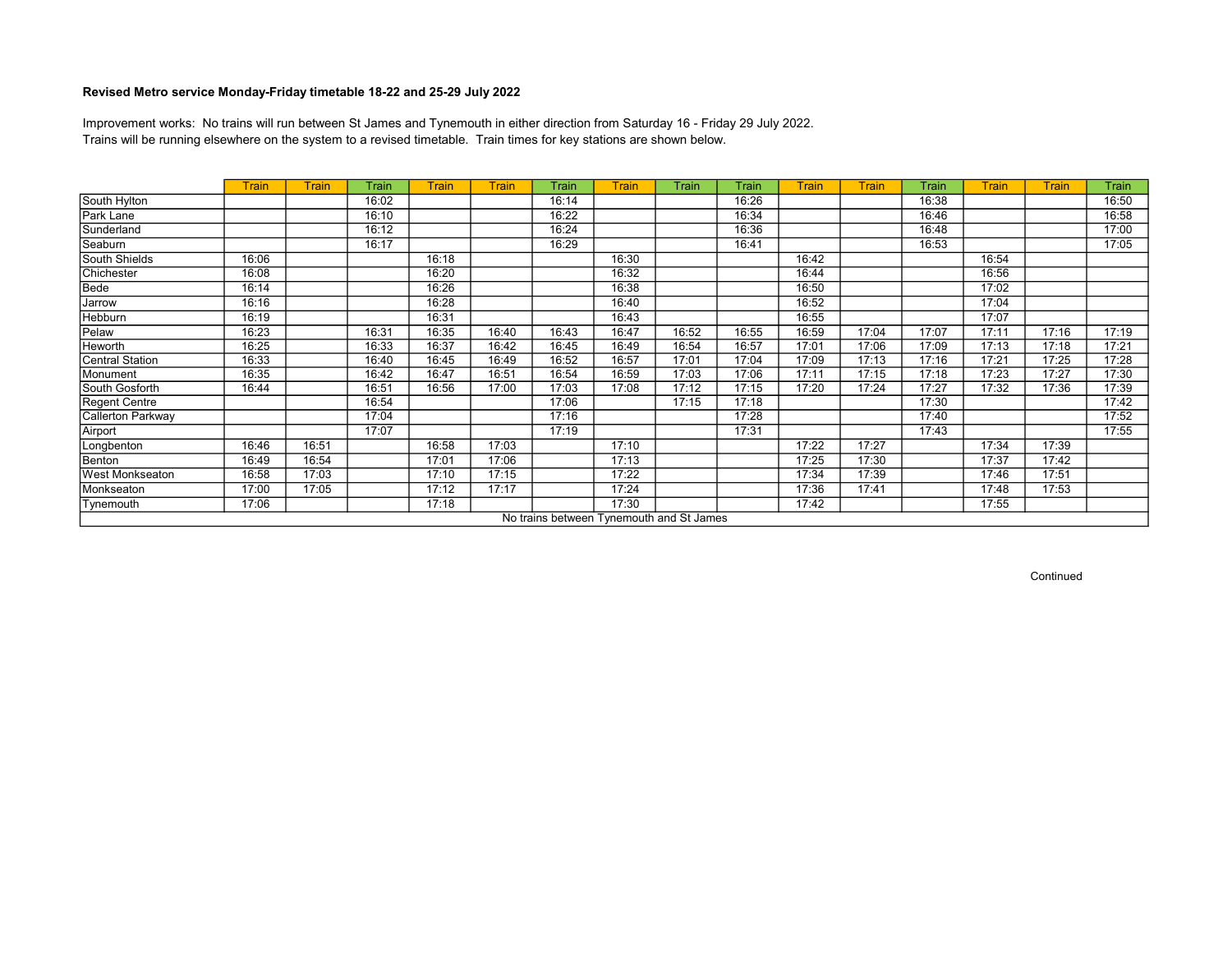**Revised Metro service Monday-Friday timetable 18-22 and 25-29 July 2022**

Improvement works: No trains will run between St James and Tynemouth in either direction from Saturday 16 - Friday 29 July 2022.
Trains will be running elsewhere on the system to a revised timetable. Train times for key stations are shown below.

| | Train | Train | Train | Train | Train | Train | Train | Train | Train | Train | Train | Train | Train | Train | Train |
|---|---|---|---|---|---|---|---|---|---|---|---|---|---|---|---|
| South Hylton | | | 16:02 | | | 16:14 | | | 16:26 | | | 16:38 | | | 16:50 |
| Park Lane | | | 16:10 | | | 16:22 | | | 16:34 | | | 16:46 | | | 16:58 |
| Sunderland | | | 16:12 | | | 16:24 | | | 16:36 | | | 16:48 | | | 17:00 |
| Seaburn | | | 16:17 | | | 16:29 | | | 16:41 | | | 16:53 | | | 17:05 |
| South Shields | 16:06 | | | 16:18 | | | 16:30 | | | 16:42 | | | 16:54 | | |
| Chichester | 16:08 | | | 16:20 | | | 16:32 | | | 16:44 | | | 16:56 | | |
| Bede | 16:14 | | | 16:26 | | | 16:38 | | | 16:50 | | | 17:02 | | |
| Jarrow | 16:16 | | | 16:28 | | | 16:40 | | | 16:52 | | | 17:04 | | |
| Hebburn | 16:19 | | | 16:31 | | | 16:43 | | | 16:55 | | | 17:07 | | |
| Pelaw | 16:23 | | 16:31 | 16:35 | 16:40 | 16:43 | 16:47 | 16:52 | 16:55 | 16:59 | 17:04 | 17:07 | 17:11 | 17:16 | 17:19 |
| Heworth | 16:25 | | 16:33 | 16:37 | 16:42 | 16:45 | 16:49 | 16:54 | 16:57 | 17:01 | 17:06 | 17:09 | 17:13 | 17:18 | 17:21 |
| Central Station | 16:33 | | 16:40 | 16:45 | 16:49 | 16:52 | 16:57 | 17:01 | 17:04 | 17:09 | 17:13 | 17:16 | 17:21 | 17:25 | 17:28 |
| Monument | 16:35 | | 16:42 | 16:47 | 16:51 | 16:54 | 16:59 | 17:03 | 17:06 | 17:11 | 17:15 | 17:18 | 17:23 | 17:27 | 17:30 |
| South Gosforth | 16:44 | | 16:51 | 16:56 | 17:00 | 17:03 | 17:08 | 17:12 | 17:15 | 17:20 | 17:24 | 17:27 | 17:32 | 17:36 | 17:39 |
| Regent Centre | | | 16:54 | | | 17:06 | | 17:15 | 17:18 | | | 17:30 | | | 17:42 |
| Callerton Parkway | | | 17:04 | | | 17:16 | | | 17:28 | | | 17:40 | | | 17:52 |
| Airport | | | 17:07 | | | 17:19 | | | 17:31 | | | 17:43 | | | 17:55 |
| Longbenton | 16:46 | 16:51 | | 16:58 | 17:03 | | 17:10 | | | 17:22 | 17:27 | | 17:34 | 17:39 | |
| Benton | 16:49 | 16:54 | | 17:01 | 17:06 | | 17:13 | | | 17:25 | 17:30 | | 17:37 | 17:42 | |
| West Monkseaton | 16:58 | 17:03 | | 17:10 | 17:15 | | 17:22 | | | 17:34 | 17:39 | | 17:46 | 17:51 | |
| Monkseaton | 17:00 | 17:05 | | 17:12 | 17:17 | | 17:24 | | | 17:36 | 17:41 | | 17:48 | 17:53 | |
| Tynemouth | 17:06 | | | 17:18 | | | 17:30 | | | 17:42 | | | 17:55 | | |
| No trains between Tynemouth and St James | | | | | | | | | | | | | | | |

Continued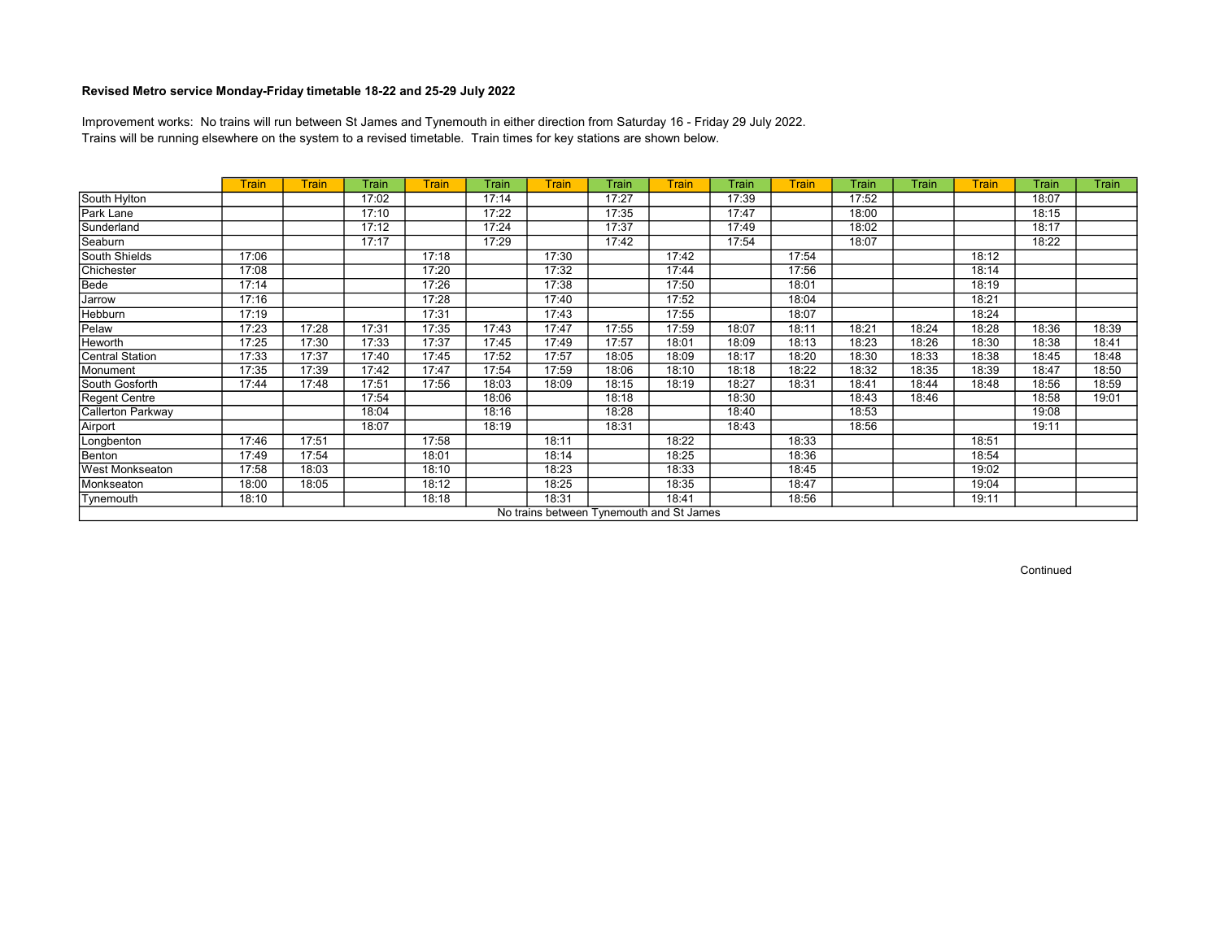**Revised Metro service Monday-Friday timetable 18-22 and 25-29 July 2022**

Improvement works: No trains will run between St James and Tynemouth in either direction from Saturday 16 - Friday 29 July 2022.
Trains will be running elsewhere on the system to a revised timetable. Train times for key stations are shown below.

| | Train | Train | Train | Train | Train | Train | Train | Train | Train | Train | Train | Train | Train | Train | Train |
|---|---|---|---|---|---|---|---|---|---|---|---|---|---|---|---|
| South Hylton | | | 17:02 | | 17:14 | | 17:27 | | 17:39 | | 17:52 | | | 18:07 | |
| Park Lane | | | 17:10 | | 17:22 | | 17:35 | | 17:47 | | 18:00 | | | 18:15 | |
| Sunderland | | | 17:12 | | 17:24 | | 17:37 | | 17:49 | | 18:02 | | | 18:17 | |
| Seaburn | | | 17:17 | | 17:29 | | 17:42 | | 17:54 | | 18:07 | | | 18:22 | |
| South Shields | 17:06 | | | 17:18 | | 17:30 | | 17:42 | | 17:54 | | | 18:12 | | |
| Chichester | 17:08 | | | 17:20 | | 17:32 | | 17:44 | | 17:56 | | | 18:14 | | |
| Bede | 17:14 | | | 17:26 | | 17:38 | | 17:50 | | 18:01 | | | 18:19 | | |
| Jarrow | 17:16 | | | 17:28 | | 17:40 | | 17:52 | | 18:04 | | | 18:21 | | |
| Hebburn | 17:19 | | | 17:31 | | 17:43 | | 17:55 | | 18:07 | | | 18:24 | | |
| Pelaw | 17:23 | 17:28 | 17:31 | 17:35 | 17:43 | 17:47 | 17:55 | 17:59 | 18:07 | 18:11 | 18:21 | 18:24 | 18:28 | 18:36 | 18:39 |
| Heworth | 17:25 | 17:30 | 17:33 | 17:37 | 17:45 | 17:49 | 17:57 | 18:01 | 18:09 | 18:13 | 18:23 | 18:26 | 18:30 | 18:38 | 18:41 |
| Central Station | 17:33 | 17:37 | 17:40 | 17:45 | 17:52 | 17:57 | 18:05 | 18:09 | 18:17 | 18:20 | 18:30 | 18:33 | 18:38 | 18:45 | 18:48 |
| Monument | 17:35 | 17:39 | 17:42 | 17:47 | 17:54 | 17:59 | 18:06 | 18:10 | 18:18 | 18:22 | 18:32 | 18:35 | 18:39 | 18:47 | 18:50 |
| South Gosforth | 17:44 | 17:48 | 17:51 | 17:56 | 18:03 | 18:09 | 18:15 | 18:19 | 18:27 | 18:31 | 18:41 | 18:44 | 18:48 | 18:56 | 18:59 |
| Regent Centre | | | 17:54 | | 18:06 | | 18:18 | | 18:30 | | 18:43 | 18:46 | | 18:58 | 19:01 |
| Callerton Parkway | | | 18:04 | | 18:16 | | 18:28 | | 18:40 | | 18:53 | | | 19:08 | |
| Airport | | | 18:07 | | 18:19 | | 18:31 | | 18:43 | | 18:56 | | | 19:11 | |
| Longbenton | 17:46 | 17:51 | | 17:58 | | 18:11 | | 18:22 | | 18:33 | | | 18:51 | | |
| Benton | 17:49 | 17:54 | | 18:01 | | 18:14 | | 18:25 | | 18:36 | | | 18:54 | | |
| West Monkseaton | 17:58 | 18:03 | | 18:10 | | 18:23 | | 18:33 | | 18:45 | | | 19:02 | | |
| Monkseaton | 18:00 | 18:05 | | 18:12 | | 18:25 | | 18:35 | | 18:47 | | | 19:04 | | |
| Tynemouth | 18:10 | | | 18:18 | | 18:31 | | 18:41 | | 18:56 | | | 19:11 | | |
| No trains between Tynemouth and St James | | | | | | | | | | | | | | | |

Continued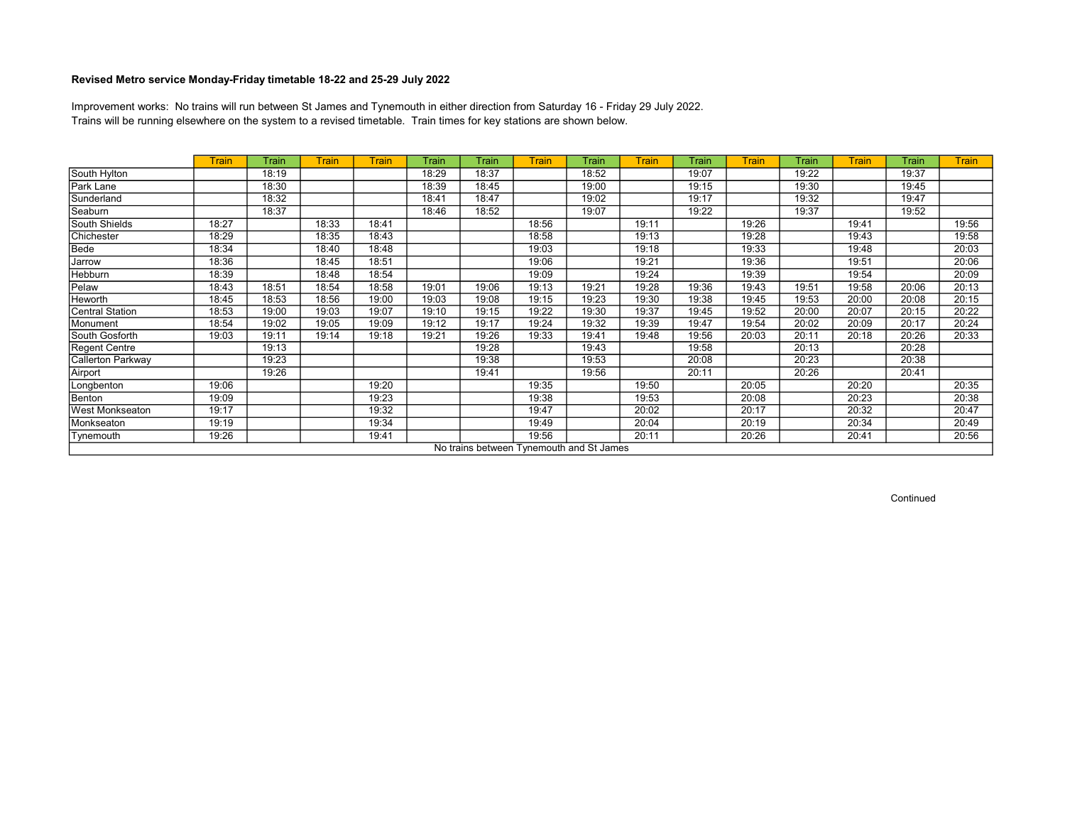**Revised Metro service Monday-Friday timetable 18-22 and 25-29 July 2022**

Improvement works: No trains will run between St James and Tynemouth in either direction from Saturday 16 - Friday 29 July 2022.
Trains will be running elsewhere on the system to a revised timetable. Train times for key stations are shown below.

| | Train | Train | Train | Train | Train | Train | Train | Train | Train | Train | Train | Train | Train | Train | Train |
|---|---|---|---|---|---|---|---|---|---|---|---|---|---|---|---|
| South Hylton | | 18:19 | | | 18:29 | 18:37 | | 18:52 | | 19:07 | | 19:22 | | 19:37 | |
| Park Lane | | 18:30 | | | 18:39 | 18:45 | | 19:00 | | 19:15 | | 19:30 | | 19:45 | |
| Sunderland | | 18:32 | | | 18:41 | 18:47 | | 19:02 | | 19:17 | | 19:32 | | 19:47 | |
| Seaburn | | 18:37 | | | 18:46 | 18:52 | | 19:07 | | 19:22 | | 19:37 | | 19:52 | |
| South Shields | 18:27 | | 18:33 | 18:41 | | | 18:56 | | 19:11 | | 19:26 | | 19:41 | | 19:56 |
| Chichester | 18:29 | | 18:35 | 18:43 | | | 18:58 | | 19:13 | | 19:28 | | 19:43 | | 19:58 |
| Bede | 18:34 | | 18:40 | 18:48 | | | 19:03 | | 19:18 | | 19:33 | | 19:48 | | 20:03 |
| Jarrow | 18:36 | | 18:45 | 18:51 | | | 19:06 | | 19:21 | | 19:36 | | 19:51 | | 20:06 |
| Hebburn | 18:39 | | 18:48 | 18:54 | | | 19:09 | | 19:24 | | 19:39 | | 19:54 | | 20:09 |
| Pelaw | 18:43 | 18:51 | 18:54 | 18:58 | 19:01 | 19:06 | 19:13 | 19:21 | 19:28 | 19:36 | 19:43 | 19:51 | 19:58 | 20:06 | 20:13 |
| Heworth | 18:45 | 18:53 | 18:56 | 19:00 | 19:03 | 19:08 | 19:15 | 19:23 | 19:30 | 19:38 | 19:45 | 19:53 | 20:00 | 20:08 | 20:15 |
| Central Station | 18:53 | 19:00 | 19:03 | 19:07 | 19:10 | 19:15 | 19:22 | 19:30 | 19:37 | 19:45 | 19:52 | 20:00 | 20:07 | 20:15 | 20:22 |
| Monument | 18:54 | 19:02 | 19:05 | 19:09 | 19:12 | 19:17 | 19:24 | 19:32 | 19:39 | 19:47 | 19:54 | 20:02 | 20:09 | 20:17 | 20:24 |
| South Gosforth | 19:03 | 19:11 | 19:14 | 19:18 | 19:21 | 19:26 | 19:33 | 19:41 | 19:48 | 19:56 | 20:03 | 20:11 | 20:18 | 20:26 | 20:33 |
| Regent Centre | | 19:13 | | | | 19:28 | | 19:43 | | 19:58 | | 20:13 | | 20:28 | |
| Callerton Parkway | | 19:23 | | | | 19:38 | | 19:53 | | 20:08 | | 20:23 | | 20:38 | |
| Airport | | 19:26 | | | | 19:41 | | 19:56 | | 20:11 | | 20:26 | | 20:41 | |
| Longbenton | 19:06 | | | 19:20 | | | 19:35 | | 19:50 | | 20:05 | | 20:20 | | 20:35 |
| Benton | 19:09 | | | 19:23 | | | 19:38 | | 19:53 | | 20:08 | | 20:23 | | 20:38 |
| West Monkseaton | 19:17 | | | 19:32 | | | 19:47 | | 20:02 | | 20:17 | | 20:32 | | 20:47 |
| Monkseaton | 19:19 | | | 19:34 | | | 19:49 | | 20:04 | | 20:19 | | 20:34 | | 20:49 |
| Tynemouth | 19:26 | | | 19:41 | | | 19:56 | | 20:11 | | 20:26 | | 20:41 | | 20:56 |
| No trains between Tynemouth and St James | | | | | | | | | | | | | | | |

Continued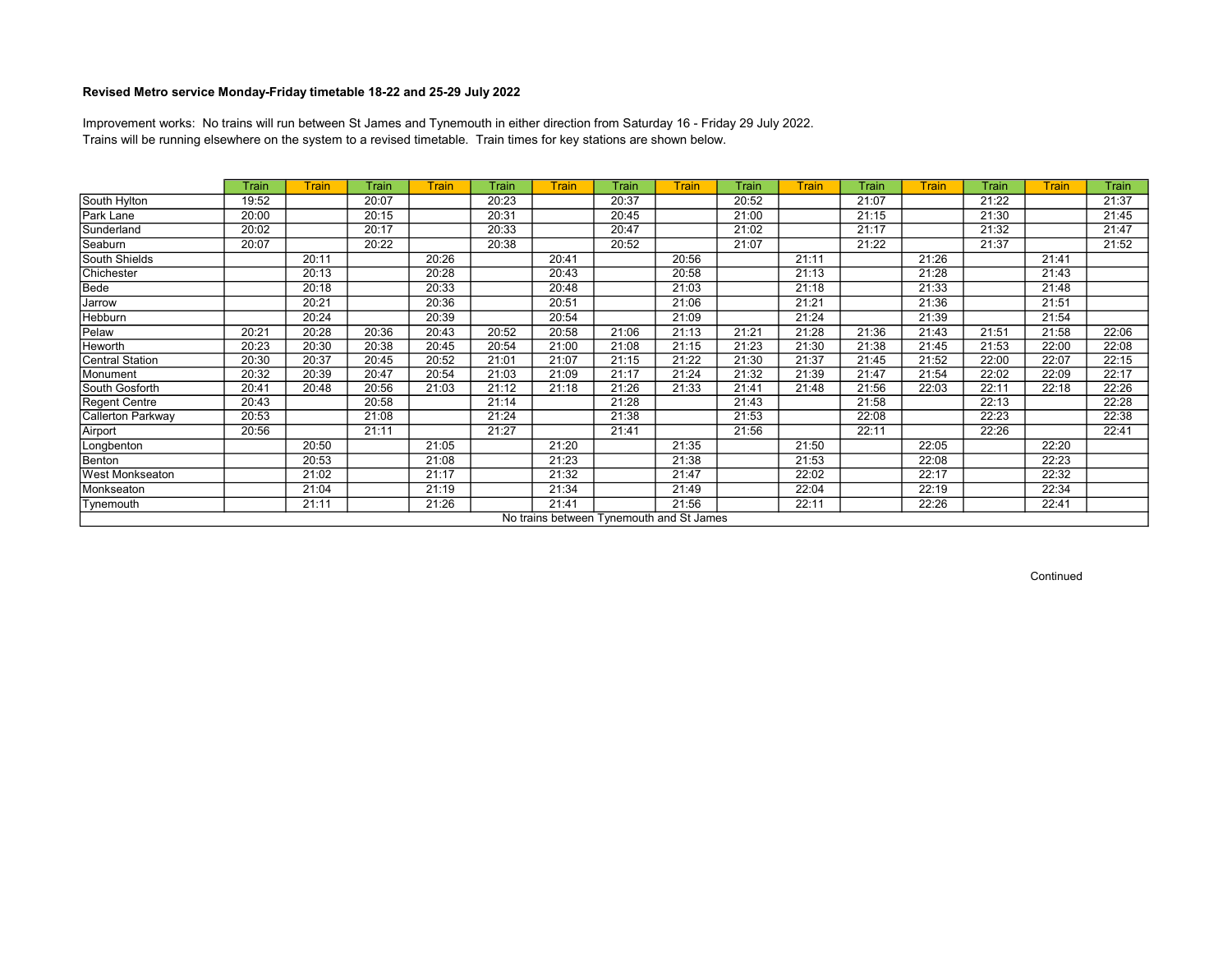### Revised Metro service Monday-Friday timetable 18-22 and 25-29 July 2022

Improvement works: No trains will run between St James and Tynemouth in either direction from Saturday 16 - Friday 29 July 2022.
Trains will be running elsewhere on the system to a revised timetable. Train times for key stations are shown below.

| | Train | Train | Train | Train | Train | Train | Train | Train | Train | Train | Train | Train | Train | Train | Train |
|---|---|---|---|---|---|---|---|---|---|---|---|---|---|---|---|
| South Hylton | 19:52 | | 20:07 | | 20:23 | | 20:37 | | 20:52 | | 21:07 | | 21:22 | | 21:37 |
| Park Lane | 20:00 | | 20:15 | | 20:31 | | 20:45 | | 21:00 | | 21:15 | | 21:30 | | 21:45 |
| Sunderland | 20:02 | | 20:17 | | 20:33 | | 20:47 | | 21:02 | | 21:17 | | 21:32 | | 21:47 |
| Seaburn | 20:07 | | 20:22 | | 20:38 | | 20:52 | | 21:07 | | 21:22 | | 21:37 | | 21:52 |
| South Shields | | 20:11 | | 20:26 | | 20:41 | | 20:56 | | 21:11 | | 21:26 | | 21:41 | |
| Chichester | | 20:13 | | 20:28 | | 20:43 | | 20:58 | | 21:13 | | 21:28 | | 21:43 | |
| Bede | | 20:18 | | 20:33 | | 20:48 | | 21:03 | | 21:18 | | 21:33 | | 21:48 | |
| Jarrow | | 20:21 | | 20:36 | | 20:51 | | 21:06 | | 21:21 | | 21:36 | | 21:51 | |
| Hebburn | | 20:24 | | 20:39 | | 20:54 | | 21:09 | | 21:24 | | 21:39 | | 21:54 | |
| Pelaw | 20:21 | 20:28 | 20:36 | 20:43 | 20:52 | 20:58 | 21:06 | 21:13 | 21:21 | 21:28 | 21:36 | 21:43 | 21:51 | 21:58 | 22:06 |
| Heworth | 20:23 | 20:30 | 20:38 | 20:45 | 20:54 | 21:00 | 21:08 | 21:15 | 21:23 | 21:30 | 21:38 | 21:45 | 21:53 | 22:00 | 22:08 |
| Central Station | 20:30 | 20:37 | 20:45 | 20:52 | 21:01 | 21:07 | 21:15 | 21:22 | 21:30 | 21:37 | 21:45 | 21:52 | 22:00 | 22:07 | 22:15 |
| Monument | 20:32 | 20:39 | 20:47 | 20:54 | 21:03 | 21:09 | 21:17 | 21:24 | 21:32 | 21:39 | 21:47 | 21:54 | 22:02 | 22:09 | 22:17 |
| South Gosforth | 20:41 | 20:48 | 20:56 | 21:03 | 21:12 | 21:18 | 21:26 | 21:33 | 21:41 | 21:48 | 21:56 | 22:03 | 22:11 | 22:18 | 22:26 |
| Regent Centre | 20:43 | | 20:58 | | 21:14 | | 21:28 | | 21:43 | | 21:58 | | 22:13 | | 22:28 |
| Callerton Parkway | 20:53 | | 21:08 | | 21:24 | | 21:38 | | 21:53 | | 22:08 | | 22:23 | | 22:38 |
| Airport | 20:56 | | 21:11 | | 21:27 | | 21:41 | | 21:56 | | 22:11 | | 22:26 | | 22:41 |
| Longbenton | | 20:50 | | 21:05 | | 21:20 | | 21:35 | | 21:50 | | 22:05 | | 22:20 | |
| Benton | | 20:53 | | 21:08 | | 21:23 | | 21:38 | | 21:53 | | 22:08 | | 22:23 | |
| West Monkseaton | | 21:02 | | 21:17 | | 21:32 | | 21:47 | | 22:02 | | 22:17 | | 22:32 | |
| Monkseaton | | 21:04 | | 21:19 | | 21:34 | | 21:49 | | 22:04 | | 22:19 | | 22:34 | |
| Tynemouth | | 21:11 | | 21:26 | | 21:41 | | 21:56 | | 22:11 | | 22:26 | | 22:41 | |
| No trains between Tynemouth and St James | | | | | | | | | | | | | | | |

Continued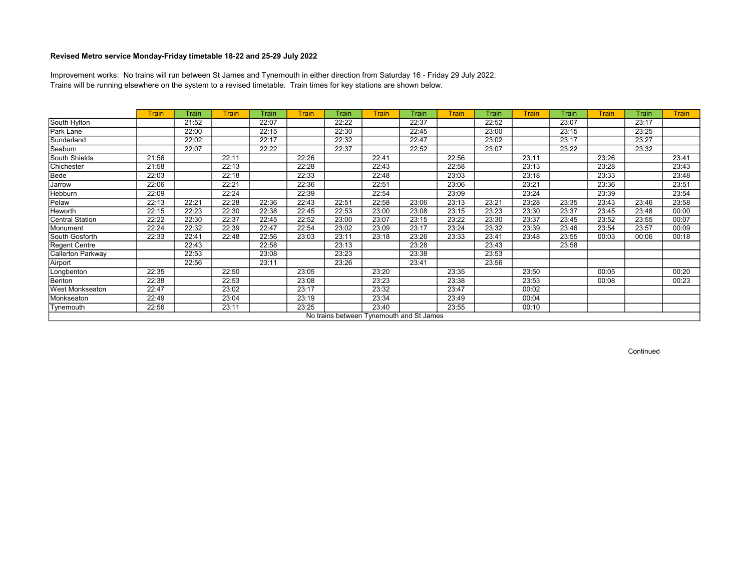**Revised Metro service Monday-Friday timetable 18-22 and 25-29 July 2022**

Improvement works: No trains will run between St James and Tynemouth in either direction from Saturday 16 - Friday 29 July 2022.
Trains will be running elsewhere on the system to a revised timetable. Train times for key stations are shown below.

| | Train | Train | Train | Train | Train | Train | Train | Train | Train | Train | Train | Train | Train | Train | Train |
|---|---|---|---|---|---|---|---|---|---|---|---|---|---|---|---|
| South Hylton | | 21:52 | | 22:07 | | 22:22 | | 22:37 | | 22:52 | | 23:07 | | 23:17 | |
| Park Lane | | 22:00 | | 22:15 | | 22:30 | | 22:45 | | 23:00 | | 23:15 | | 23:25 | |
| Sunderland | | 22:02 | | 22:17 | | 22:32 | | 22:47 | | 23:02 | | 23:17 | | 23:27 | |
| Seaburn | | 22:07 | | 22:22 | | 22:37 | | 22:52 | | 23:07 | | 23:22 | | 23:32 | |
| South Shields | 21:56 | | 22:11 | | 22:26 | | 22:41 | | 22:56 | | 23:11 | | 23:26 | | 23:41 |
| Chichester | 21:58 | | 22:13 | | 22:28 | | 22:43 | | 22:58 | | 23:13 | | 23:28 | | 23:43 |
| Bede | 22:03 | | 22:18 | | 22:33 | | 22:48 | | 23:03 | | 23:18 | | 23:33 | | 23:48 |
| Jarrow | 22:06 | | 22:21 | | 22:36 | | 22:51 | | 23:06 | | 23:21 | | 23:36 | | 23:51 |
| Hebburn | 22:09 | | 22:24 | | 22:39 | | 22:54 | | 23:09 | | 23:24 | | 23:39 | | 23:54 |
| Pelaw | 22:13 | 22:21 | 22:28 | 22:36 | 22:43 | 22:51 | 22:58 | 23:06 | 23:13 | 23:21 | 23:28 | 23:35 | 23:43 | 23:46 | 23:58 |
| Heworth | 22:15 | 22:23 | 22:30 | 22:38 | 22:45 | 22:53 | 23:00 | 23:08 | 23:15 | 23:23 | 23:30 | 23:37 | 23:45 | 23:48 | 00:00 |
| Central Station | 22:22 | 22:30 | 22:37 | 22:45 | 22:52 | 23:00 | 23:07 | 23:15 | 23:22 | 23:30 | 23:37 | 23:45 | 23:52 | 23:55 | 00:07 |
| Monument | 22:24 | 22:32 | 22:39 | 22:47 | 22:54 | 23:02 | 23:09 | 23:17 | 23:24 | 23:32 | 23:39 | 23:46 | 23:54 | 23:57 | 00:09 |
| South Gosforth | 22:33 | 22:41 | 22:48 | 22:56 | 23:03 | 23:11 | 23:18 | 23:26 | 23:33 | 23:41 | 23:48 | 23:55 | 00:03 | 00:06 | 00:18 |
| Regent Centre | | 22:43 | | 22:58 | | 23:13 | | 23:28 | | 23:43 | | 23:58 | | | |
| Callerton Parkway | | 22:53 | | 23:08 | | 23:23 | | 23:38 | | 23:53 | | | | | |
| Airport | | 22:56 | | 23:11 | | 23:26 | | 23:41 | | 23:56 | | | | | |
| Longbenton | 22:35 | | 22:50 | | 23:05 | | 23:20 | | 23:35 | | 23:50 | | 00:05 | | 00:20 |
| Benton | 22:38 | | 22:53 | | 23:08 | | 23:23 | | 23:38 | | 23:53 | | 00:08 | | 00:23 |
| West Monkseaton | 22:47 | | 23:02 | | 23:17 | | 23:32 | | 23:47 | | 00:02 | | | | |
| Monkseaton | 22:49 | | 23:04 | | 23:19 | | 23:34 | | 23:49 | | 00:04 | | | | |
| Tynemouth | 22:56 | | 23:11 | | 23:25 | | 23:40 | | 23:55 | | 00:10 | | | | |
| No trains between Tynemouth and St James | | | | | | | | | | | | | | | |

Continued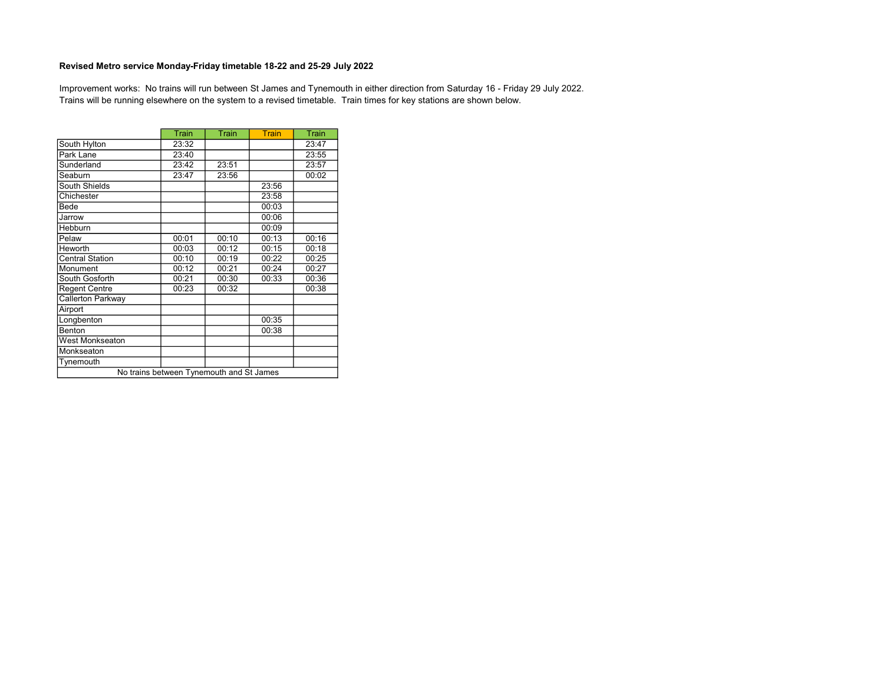**Revised Metro service Monday-Friday timetable 18-22 and 25-29 July 2022**

Improvement works: No trains will run between St James and Tynemouth in either direction from Saturday 16 - Friday 29 July 2022.
Trains will be running elsewhere on the system to a revised timetable. Train times for key stations are shown below.

| | Train | Train | Train | Train |
|---|---|---|---|---|
| South Hylton | 23:32 | | | 23:47 |
| Park Lane | 23:40 | | | 23:55 |
| Sunderland | 23:42 | 23:51 | | 23:57 |
| Seaburn | 23:47 | 23:56 | | 00:02 |
| South Shields | | | 23:56 | |
| Chichester | | | 23:58 | |
| Bede | | | 00:03 | |
| Jarrow | | | 00:06 | |
| Hebburn | | | 00:09 | |
| Pelaw | 00:01 | 00:10 | 00:13 | 00:16 |
| Heworth | 00:03 | 00:12 | 00:15 | 00:18 |
| Central Station | 00:10 | 00:19 | 00:22 | 00:25 |
| Monument | 00:12 | 00:21 | 00:24 | 00:27 |
| South Gosforth | 00:21 | 00:30 | 00:33 | 00:36 |
| Regent Centre | 00:23 | 00:32 | | 00:38 |
| Callerton Parkway | | | | |
| Airport | | | | |
| Longbenton | | | 00:35 | |
| Benton | | | 00:38 | |
| West Monkseaton | | | | |
| Monkseaton | | | | |
| Tynemouth | | | | |
| No trains between Tynemouth and St James | | | | |